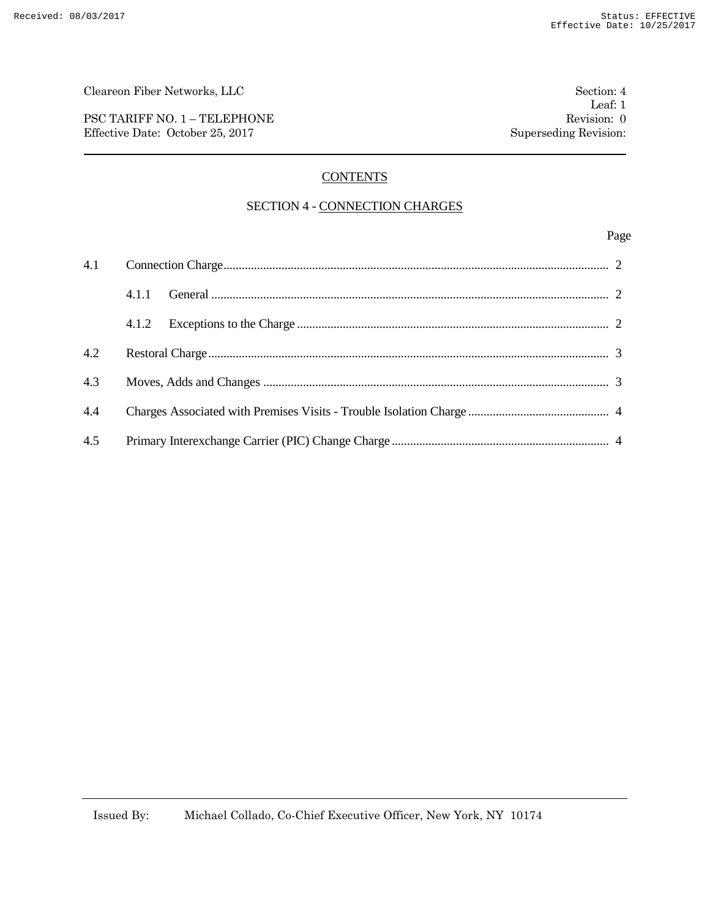Cleareon Fiber Networks, LLC

PSC TARIFF NO. 1 – TELEPHONE
Effective Date: October 25, 2017

Section: 4
Leaf: 1
Revision: 0
Superseding Revision:

## CONTENTS

### SECTION 4 - CONNECTION CHARGES

| | | Page |
|---|---|---|
| 4.1 | Connection Charge | 2 |
| | 4.1.1 General | 2 |
| | 4.1.2 Exceptions to the Charge | 2 |
| 4.2 | Restoral Charge | 3 |
| 4.3 | Moves, Adds and Changes | 3 |
| 4.4 | Charges Associated with Premises Visits - Trouble Isolation Charge | 4 |
| 4.5 | Primary Interexchange Carrier (PIC) Change Charge | 4 |

Issued By: Michael Collado, Co-Chief Executive Officer, New York, NY 10174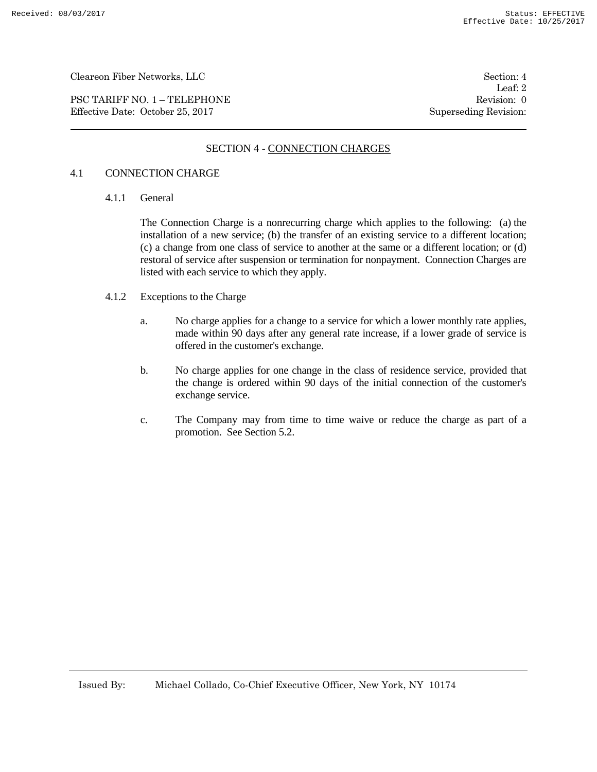## SECTION 4 - CONNECTION CHARGES

### 4.1 CONNECTION CHARGE

#### 4.1.1 General

The Connection Charge is a nonrecurring charge which applies to the following: (a) the installation of a new service; (b) the transfer of an existing service to a different location; (c) a change from one class of service to another at the same or a different location; or (d) restoral of service after suspension or termination for nonpayment. Connection Charges are listed with each service to which they apply.

#### 4.1.2 Exceptions to the Charge

a. No charge applies for a change to a service for which a lower monthly rate applies, made within 90 days after any general rate increase, if a lower grade of service is offered in the customer's exchange.

b. No charge applies for one change in the class of residence service, provided that the change is ordered within 90 days of the initial connection of the customer's exchange service.

c. The Company may from time to time waive or reduce the charge as part of a promotion. See Section 5.2.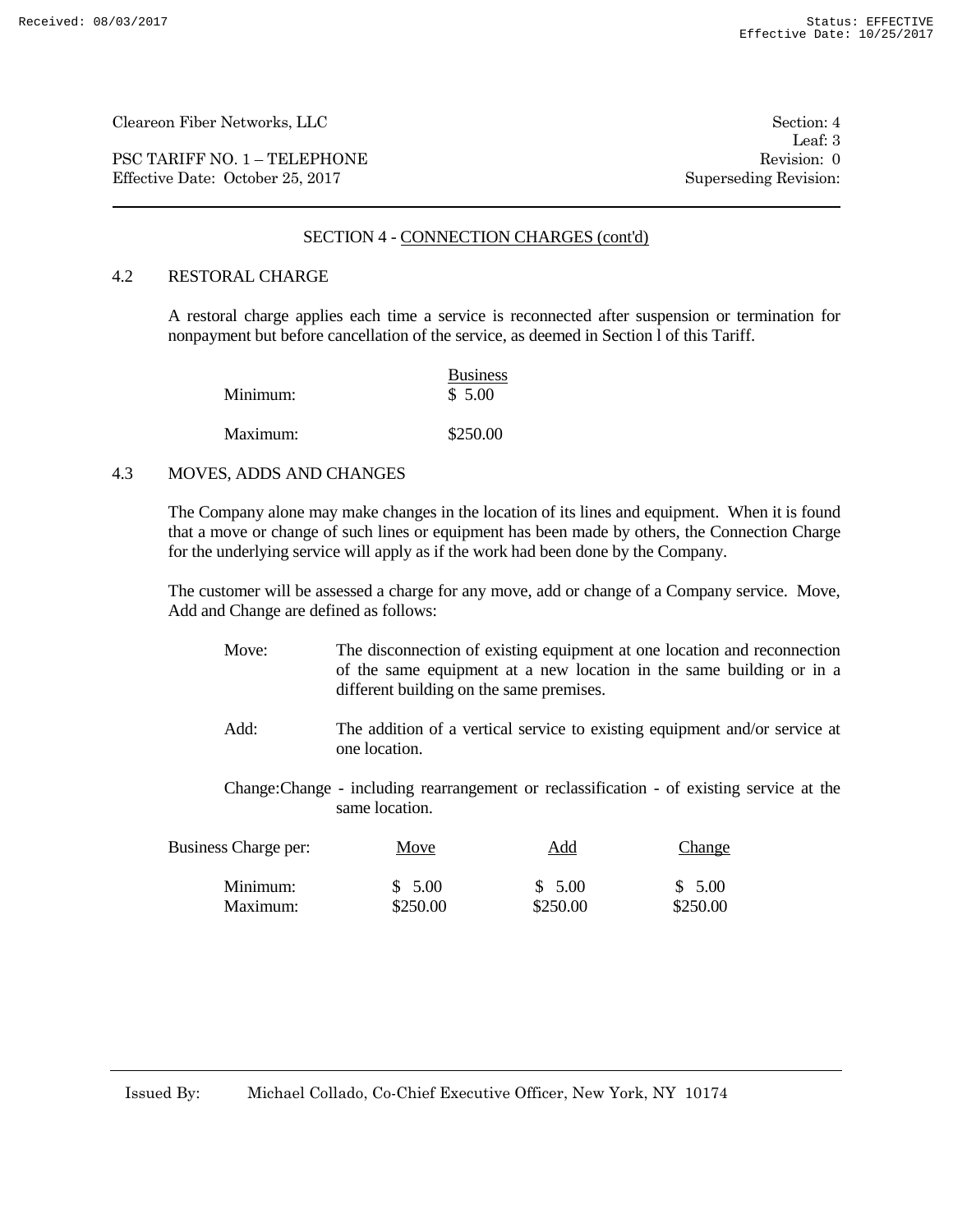Cleareon Fiber Networks, LLC | Section: 4
Leaf: 3
PSC TARIFF NO. 1 – TELEPHONE | Revision: 0
Effective Date: October 25, 2017 | Superseding Revision:

## SECTION 4 - CONNECTION CHARGES (cont'd)

### 4.2 RESTORAL CHARGE

A restoral charge applies each time a service is reconnected after suspension or termination for nonpayment but before cancellation of the service, as deemed in Section l of this Tariff.

| | Business |
|---|---|
| Minimum: | $ 5.00 |
| Maximum: | $250.00 |

### 4.3 MOVES, ADDS AND CHANGES

The Company alone may make changes in the location of its lines and equipment. When it is found that a move or change of such lines or equipment has been made by others, the Connection Charge for the underlying service will apply as if the work had been done by the Company.

The customer will be assessed a charge for any move, add or change of a Company service. Move, Add and Change are defined as follows:

- Move: The disconnection of existing equipment at one location and reconnection of the same equipment at a new location in the same building or in a different building on the same premises.
- Add: The addition of a vertical service to existing equipment and/or service at one location.
- Change: Change - including rearrangement or reclassification - of existing service at the same location.

| Business Charge per: | Move | Add | Change |
|---|---|---|---|
| Minimum: | $ 5.00 | $ 5.00 | $ 5.00 |
| Maximum: | $250.00 | $250.00 | $250.00 |

Issued By: Michael Collado, Co-Chief Executive Officer, New York, NY 10174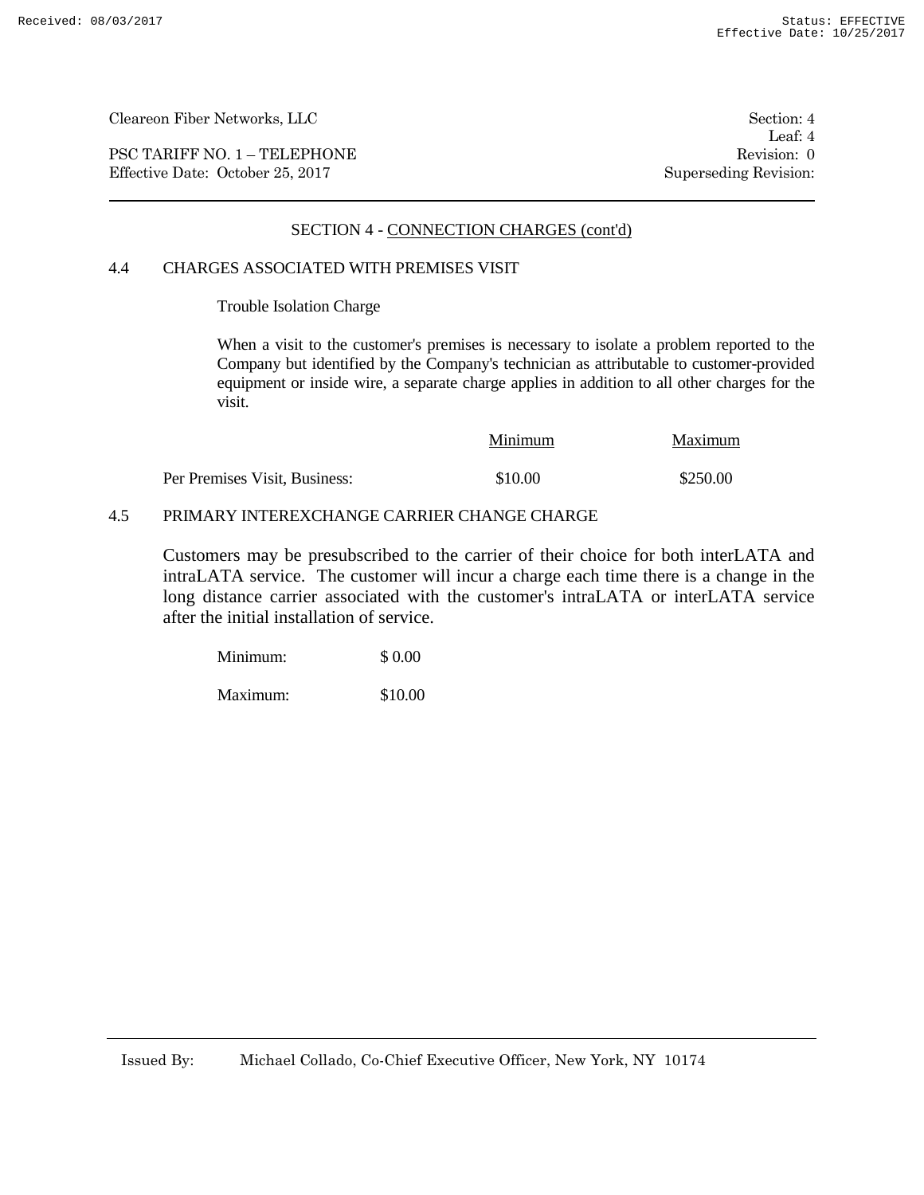## SECTION 4 - CONNECTION CHARGES (cont'd)

### 4.4 CHARGES ASSOCIATED WITH PREMISES VISIT

Trouble Isolation Charge

When a visit to the customer's premises is necessary to isolate a problem reported to the Company but identified by the Company's technician as attributable to customer-provided equipment or inside wire, a separate charge applies in addition to all other charges for the visit.

| | Minimum | Maximum |
|---|---|---|
| Per Premises Visit, Business: | $10.00 | $250.00 |

### 4.5 PRIMARY INTEREXCHANGE CARRIER CHANGE CHARGE

Customers may be presubscribed to the carrier of their choice for both interLATA and intraLATA service. The customer will incur a charge each time there is a change in the long distance carrier associated with the customer's intraLATA or interLATA service after the initial installation of service.

| | |
|---|---|
| Minimum: | $ 0.00 |
| Maximum: | $10.00 |